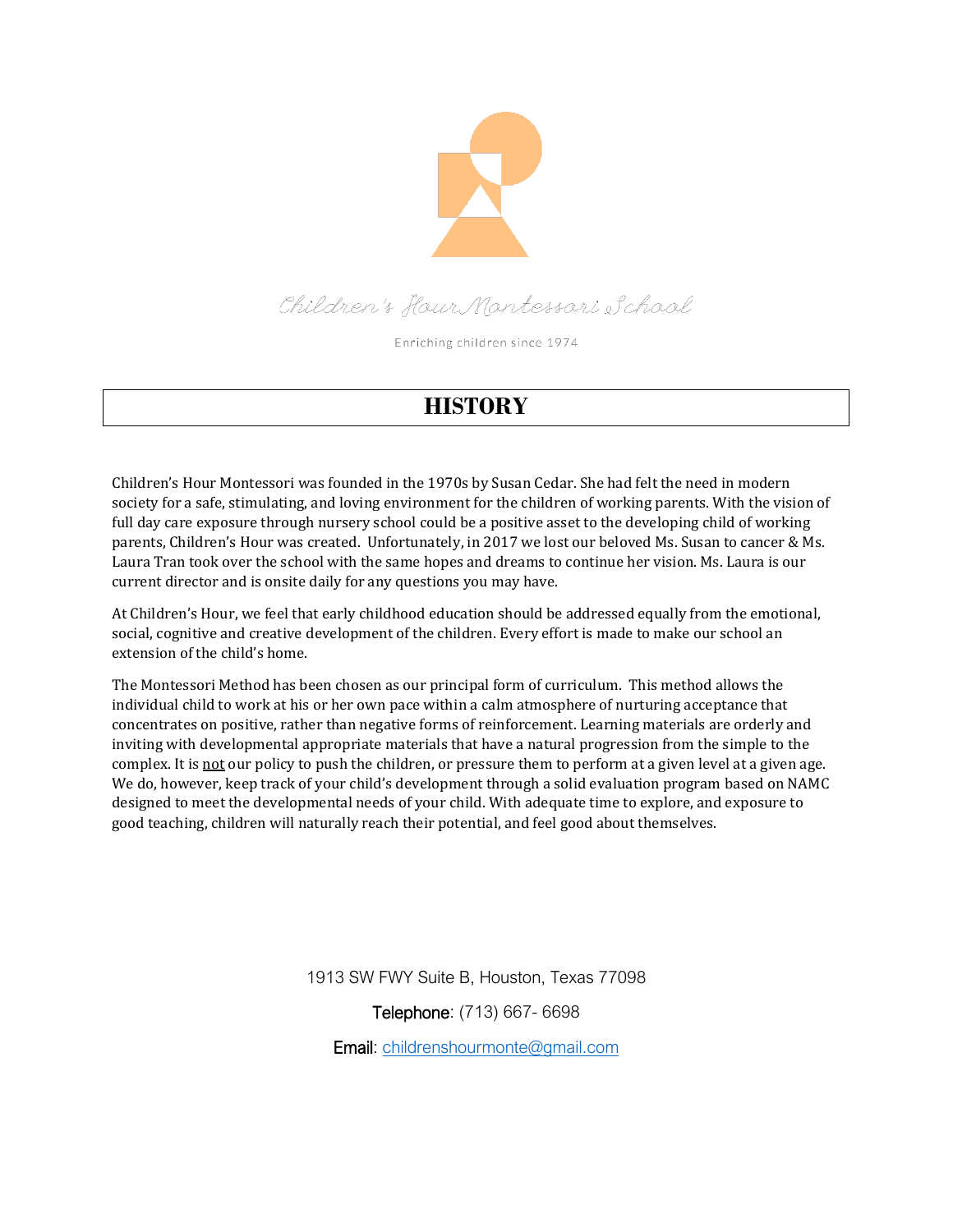Children's Hour Montessori School

Enriching children since 1974

# HISTORY

Children's Hour Montessori was founded in the 1970s by Susan Cedar. She had felt the need in modern society for a safe, stimulating, and loving environment for the children of working parents. With the vision of full day care exposure through nursery school could be a positive asset to the developing child of working parents, Children's Hour was created. Unfortunately, in 2017 we lost our beloved Ms. Susan to cancer & Ms. Laura Tran took over the school with the same hopes and dreams to continue her vision. Ms. Laura is our current director and is onsite daily for any questions you may have.

At Children's Hour, we feel that early childhood education should be addressed equally from the emotional, social, cognitive and creative development of the children. Every effort is made to make our school an extension of the child's home.

The Montessori Method has been chosen as our principal form of curriculum. This method allows the individual child to work at his or her own pace within a calm atmosphere of nurturing acceptance that concentrates on positive, rather than negative forms of reinforcement. Learning materials are orderly and inviting with developmental appropriate materials that have a natural progression from the simple to the complex. It is <u>not</u> our policy to push the children, or pressure them to perform at a given level at a given age. We do, however, keep track of your child's development through a solid evaluation program based on NAMC designed to meet the developmental needs of your child. With adequate time to explore, and exposure to good teaching, children will naturally reach their potential, and feel good about themselves.

1913 SW FWY Suite B, Houston, Texas 77098

Telephone: (713) 667- 6698

Email: childrenshourmonte@gmail.com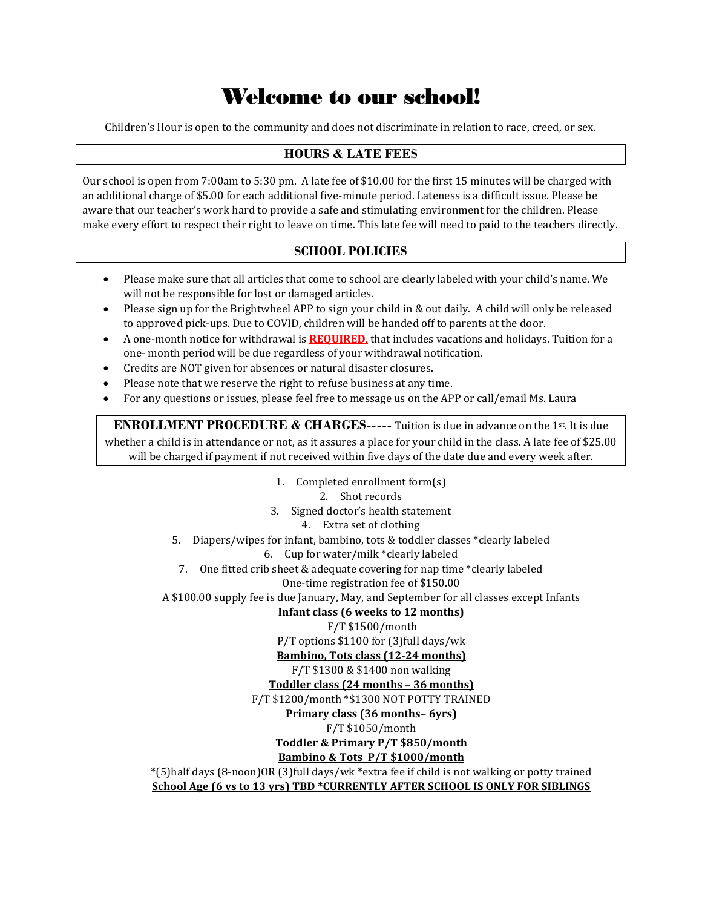# Welcome to our school!

Children's Hour is open to the community and does not discriminate in relation to race, creed, or sex.

## HOURS & LATE FEES

Our school is open from 7:00am to 5:30 pm. A late fee of $10.00 for the first 15 minutes will be charged with an additional charge of $5.00 for each additional five-minute period. Lateness is a difficult issue. Please be aware that our teacher's work hard to provide a safe and stimulating environment for the children. Please make every effort to respect their right to leave on time. This late fee will need to paid to the teachers directly.

## SCHOOL POLICIES

- Please make sure that all articles that come to school are clearly labeled with your child's name. We will not be responsible for lost or damaged articles.
- Please sign up for the Brightwheel APP to sign your child in & out daily. A child will only be released to approved pick-ups. Due to COVID, children will be handed off to parents at the door.
- A one-month notice for withdrawal is **REQUIRED,** that includes vacations and holidays. Tuition for a one- month period will be due regardless of your withdrawal notification.
- Credits are NOT given for absences or natural disaster closures.
- Please note that we reserve the right to refuse business at any time.
- For any questions or issues, please feel free to message us on the APP or call/email Ms. Laura

**ENROLLMENT PROCEDURE & CHARGES-----** Tuition is due in advance on the 1st. It is due whether a child is in attendance or not, as it assures a place for your child in the class. A late fee of $25.00 will be charged if payment if not received within five days of the date due and every week after.

1. Completed enrollment form(s)
2. Shot records
3. Signed doctor's health statement
4. Extra set of clothing
5. Diapers/wipes for infant, bambino, tots & toddler classes *clearly labeled
6. Cup for water/milk *clearly labeled
7. One fitted crib sheet & adequate covering for nap time *clearly labeled

One-time registration fee of $150.00

A $100.00 supply fee is due January, May, and September for all classes except Infants

**Infant class (6 weeks to 12 months)**

F/T $1500/month

P/T options $1100 for (3)full days/wk

**Bambino, Tots class (12-24 months)**

F/T $1300 & $1400 non walking

**Toddler class (24 months – 36 months)**

F/T $1200/month *$1300 NOT POTTY TRAINED

**Primary class (36 months– 6yrs)**

F/T $1050/month

**Toddler & Primary P/T $850/month**

**Bambino & Tots P/T $1000/month**

*(5)half days (8-noon)OR (3)full days/wk *extra fee if child is not walking or potty trained

**School Age (6 ys to 13 yrs) TBD *CURRENTLY AFTER SCHOOL IS ONLY FOR SIBLINGS**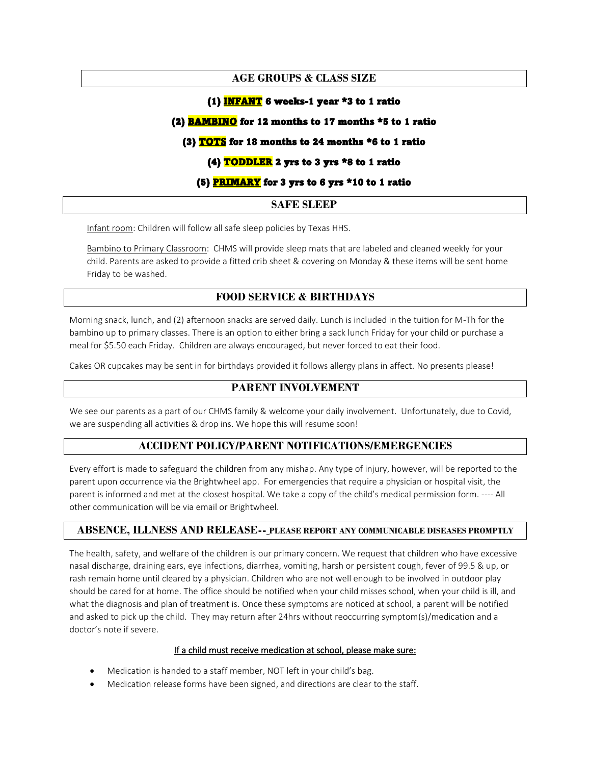## AGE GROUPS & CLASS SIZE

**(1) INFANT 6 weeks-1 year *3 to 1 ratio**

**(2) BAMBINO for 12 months to 17 months *5 to 1 ratio**

**(3) TOTS for 18 months to 24 months *6 to 1 ratio**

**(4) TODDLER 2 yrs to 3 yrs *8 to 1 ratio**

**(5) PRIMARY for 3 yrs to 6 yrs *10 to 1 ratio**

## SAFE SLEEP

Infant room: Children will follow all safe sleep policies by Texas HHS.

Bambino to Primary Classroom: CHMS will provide sleep mats that are labeled and cleaned weekly for your child. Parents are asked to provide a fitted crib sheet & covering on Monday & these items will be sent home Friday to be washed.

## FOOD SERVICE & BIRTHDAYS

Morning snack, lunch, and (2) afternoon snacks are served daily. Lunch is included in the tuition for M-Th for the bambino up to primary classes. There is an option to either bring a sack lunch Friday for your child or purchase a meal for $5.50 each Friday. Children are always encouraged, but never forced to eat their food.

Cakes OR cupcakes may be sent in for birthdays provided it follows allergy plans in affect. No presents please!

## PARENT INVOLVEMENT

We see our parents as a part of our CHMS family & welcome your daily involvement. Unfortunately, due to Covid, we are suspending all activities & drop ins. We hope this will resume soon!

## ACCIDENT POLICY/PARENT NOTIFICATIONS/EMERGENCIES

Every effort is made to safeguard the children from any mishap. Any type of injury, however, will be reported to the parent upon occurrence via the Brightwheel app. For emergencies that require a physician or hospital visit, the parent is informed and met at the closest hospital. We take a copy of the child's medical permission form. ---- All other communication will be via email or Brightwheel.

## ABSENCE, ILLNESS AND RELEASE-- PLEASE REPORT ANY COMMUNICABLE DISEASES PROMPTLY

The health, safety, and welfare of the children is our primary concern. We request that children who have excessive nasal discharge, draining ears, eye infections, diarrhea, vomiting, harsh or persistent cough, fever of 99.5 & up, or rash remain home until cleared by a physician. Children who are not well enough to be involved in outdoor play should be cared for at home. The office should be notified when your child misses school, when your child is ill, and what the diagnosis and plan of treatment is. Once these symptoms are noticed at school, a parent will be notified and asked to pick up the child. They may return after 24hrs without reoccurring symptom(s)/medication and a doctor's note if severe.

If a child must receive medication at school, please make sure:

- Medication is handed to a staff member, NOT left in your child's bag.
- Medication release forms have been signed, and directions are clear to the staff.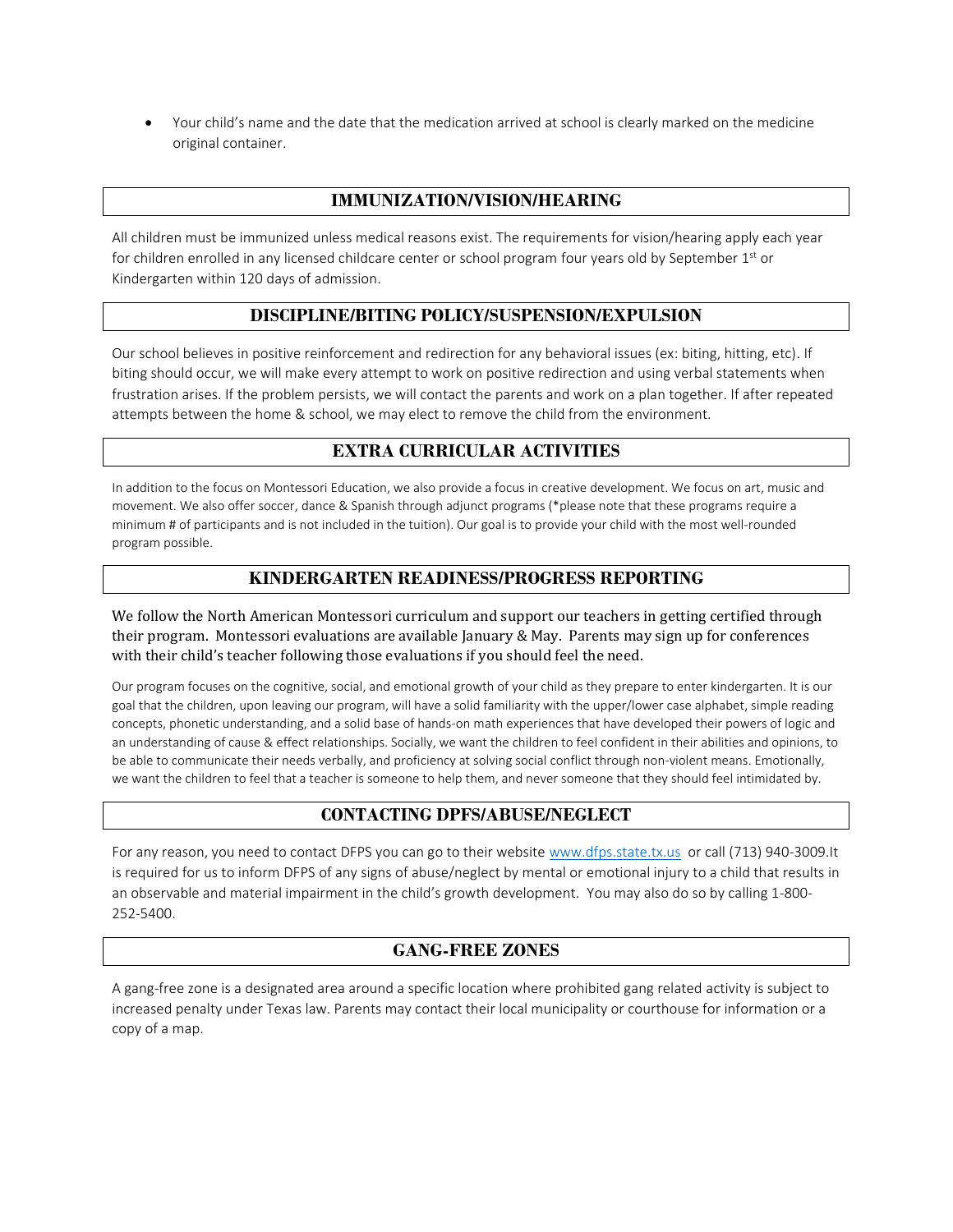- Your child's name and the date that the medication arrived at school is clearly marked on the medicine original container.

## IMMUNIZATION/VISION/HEARING

All children must be immunized unless medical reasons exist. The requirements for vision/hearing apply each year for children enrolled in any licensed childcare center or school program four years old by September 1st or Kindergarten within 120 days of admission.

## DISCIPLINE/BITING POLICY/SUSPENSION/EXPULSION

Our school believes in positive reinforcement and redirection for any behavioral issues (ex: biting, hitting, etc). If biting should occur, we will make every attempt to work on positive redirection and using verbal statements when frustration arises. If the problem persists, we will contact the parents and work on a plan together. If after repeated attempts between the home & school, we may elect to remove the child from the environment.

## EXTRA CURRICULAR ACTIVITIES

In addition to the focus on Montessori Education, we also provide a focus in creative development. We focus on art, music and movement. We also offer soccer, dance & Spanish through adjunct programs (*please note that these programs require a minimum # of participants and is not included in the tuition). Our goal is to provide your child with the most well-rounded program possible.

## KINDERGARTEN READINESS/PROGRESS REPORTING

We follow the North American Montessori curriculum and support our teachers in getting certified through their program. Montessori evaluations are available January & May. Parents may sign up for conferences with their child's teacher following those evaluations if you should feel the need.

Our program focuses on the cognitive, social, and emotional growth of your child as they prepare to enter kindergarten. It is our goal that the children, upon leaving our program, will have a solid familiarity with the upper/lower case alphabet, simple reading concepts, phonetic understanding, and a solid base of hands-on math experiences that have developed their powers of logic and an understanding of cause & effect relationships. Socially, we want the children to feel confident in their abilities and opinions, to be able to communicate their needs verbally, and proficiency at solving social conflict through non-violent means. Emotionally, we want the children to feel that a teacher is someone to help them, and never someone that they should feel intimidated by.

## CONTACTING DPFS/ABUSE/NEGLECT

For any reason, you need to contact DFPS you can go to their website www.dfps.state.tx.us or call (713) 940-3009.It is required for us to inform DFPS of any signs of abuse/neglect by mental or emotional injury to a child that results in an observable and material impairment in the child's growth development. You may also do so by calling 1-800-252-5400.

## GANG-FREE ZONES

A gang-free zone is a designated area around a specific location where prohibited gang related activity is subject to increased penalty under Texas law. Parents may contact their local municipality or courthouse for information or a copy of a map.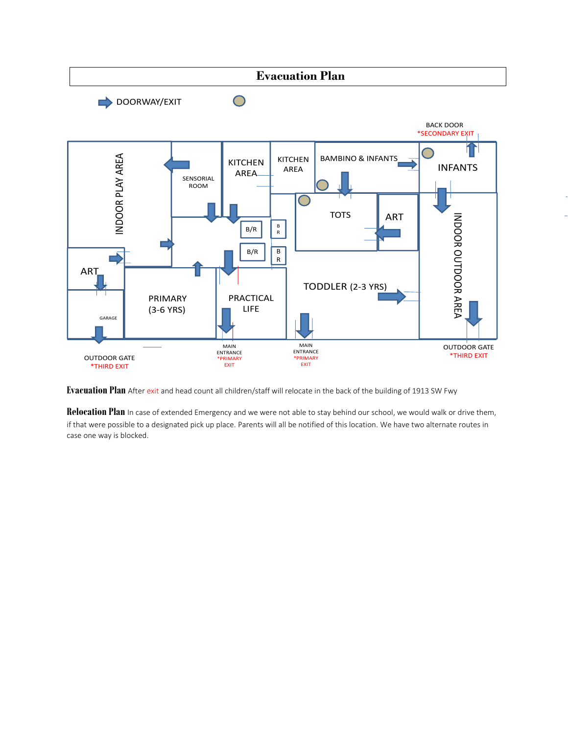# Evacuation Plan

DOORWAY/EXIT

BACK DOOR
*SECONDARY EXIT

INDOOR PLAY AREA

SENSORIAL ROOM

KITCHEN AREA

KITCHEN AREA

BAMBINO & INFANTS

INFANTS

B/R

B R

B/R

B R

TOTS

ART

ART

INDOOR OUTDOOR AREA

TODDLER (2-3 YRS)

PRIMARY (3-6 YRS)

PRACTICAL LIFE

GARAGE

OUTDOOR GATE
*THIRD EXIT

MAIN ENTRANCE
*PRIMARY EXIT

MAIN ENTRANCE
*PRIMARY EXIT

OUTDOOR GATE
*THIRD EXIT

**Evacuation Plan** After exit and head count all children/staff will relocate in the back of the building of 1913 SW Fwy

**Relocation Plan** In case of extended Emergency and we were not able to stay behind our school, we would walk or drive them, if that were possible to a designated pick up place. Parents will all be notified of this location. We have two alternate routes in case one way is blocked.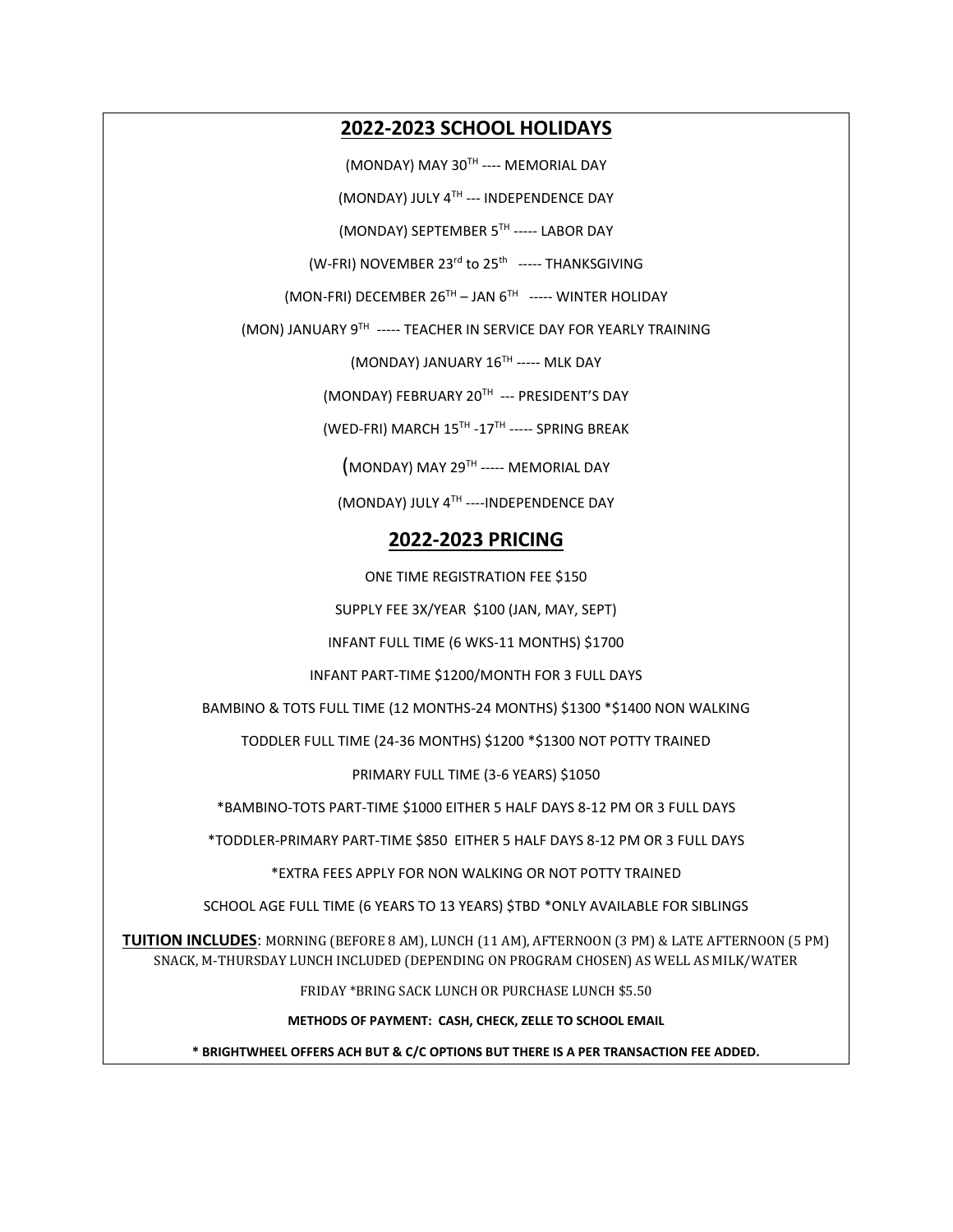## 2022-2023 SCHOOL HOLIDAYS

(MONDAY) MAY 30TH ---- MEMORIAL DAY

(MONDAY) JULY 4TH --- INDEPENDENCE DAY

(MONDAY) SEPTEMBER 5TH ----- LABOR DAY

(W-FRI) NOVEMBER 23rd to 25th ----- THANKSGIVING

(MON-FRI) DECEMBER 26TH – JAN 6TH ----- WINTER HOLIDAY

(MON) JANUARY 9TH ----- TEACHER IN SERVICE DAY FOR YEARLY TRAINING

(MONDAY) JANUARY 16TH ----- MLK DAY

(MONDAY) FEBRUARY 20TH --- PRESIDENT'S DAY

(WED-FRI) MARCH 15TH -17TH ----- SPRING BREAK

(MONDAY) MAY 29TH ----- MEMORIAL DAY

(MONDAY) JULY 4TH ----INDEPENDENCE DAY

## 2022-2023 PRICING

ONE TIME REGISTRATION FEE $150

SUPPLY FEE 3X/YEAR $100 (JAN, MAY, SEPT)

INFANT FULL TIME (6 WKS-11 MONTHS) $1700

INFANT PART-TIME $1200/MONTH FOR 3 FULL DAYS

BAMBINO & TOTS FULL TIME (12 MONTHS-24 MONTHS) $1300 *$1400 NON WALKING

TODDLER FULL TIME (24-36 MONTHS) $1200 *$1300 NOT POTTY TRAINED

PRIMARY FULL TIME (3-6 YEARS) $1050

*BAMBINO-TOTS PART-TIME $1000 EITHER 5 HALF DAYS 8-12 PM OR 3 FULL DAYS

*TODDLER-PRIMARY PART-TIME $850 EITHER 5 HALF DAYS 8-12 PM OR 3 FULL DAYS

*EXTRA FEES APPLY FOR NON WALKING OR NOT POTTY TRAINED

SCHOOL AGE FULL TIME (6 YEARS TO 13 YEARS) $TBD *ONLY AVAILABLE FOR SIBLINGS

**TUITION INCLUDES**: MORNING (BEFORE 8 AM), LUNCH (11 AM), AFTERNOON (3 PM) & LATE AFTERNOON (5 PM) SNACK, M-THURSDAY LUNCH INCLUDED (DEPENDING ON PROGRAM CHOSEN) AS WELL AS MILK/WATER

FRIDAY *BRING SACK LUNCH OR PURCHASE LUNCH $5.50

**METHODS OF PAYMENT: CASH, CHECK, ZELLE TO SCHOOL EMAIL**

**\* BRIGHTWHEEL OFFERS ACH BUT & C/C OPTIONS BUT THERE IS A PER TRANSACTION FEE ADDED.**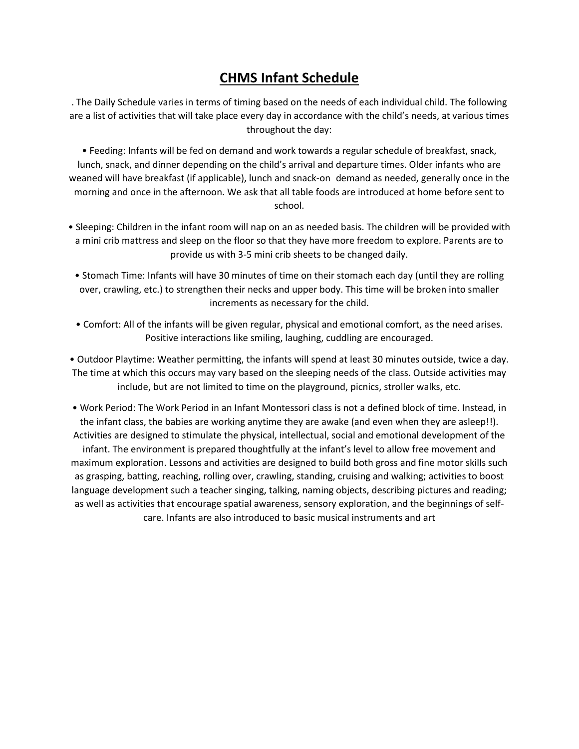# CHMS Infant Schedule

. The Daily Schedule varies in terms of timing based on the needs of each individual child. The following are a list of activities that will take place every day in accordance with the child's needs, at various times throughout the day:

• Feeding: Infants will be fed on demand and work towards a regular schedule of breakfast, snack, lunch, snack, and dinner depending on the child's arrival and departure times. Older infants who are weaned will have breakfast (if applicable), lunch and snack-on demand as needed, generally once in the morning and once in the afternoon. We ask that all table foods are introduced at home before sent to school.

• Sleeping: Children in the infant room will nap on an as needed basis. The children will be provided with a mini crib mattress and sleep on the floor so that they have more freedom to explore. Parents are to provide us with 3-5 mini crib sheets to be changed daily.

• Stomach Time: Infants will have 30 minutes of time on their stomach each day (until they are rolling over, crawling, etc.) to strengthen their necks and upper body. This time will be broken into smaller increments as necessary for the child.

• Comfort: All of the infants will be given regular, physical and emotional comfort, as the need arises. Positive interactions like smiling, laughing, cuddling are encouraged.

• Outdoor Playtime: Weather permitting, the infants will spend at least 30 minutes outside, twice a day. The time at which this occurs may vary based on the sleeping needs of the class. Outside activities may include, but are not limited to time on the playground, picnics, stroller walks, etc.

• Work Period: The Work Period in an Infant Montessori class is not a defined block of time. Instead, in the infant class, the babies are working anytime they are awake (and even when they are asleep!!). Activities are designed to stimulate the physical, intellectual, social and emotional development of the infant. The environment is prepared thoughtfully at the infant's level to allow free movement and maximum exploration. Lessons and activities are designed to build both gross and fine motor skills such as grasping, batting, reaching, rolling over, crawling, standing, cruising and walking; activities to boost language development such a teacher singing, talking, naming objects, describing pictures and reading; as well as activities that encourage spatial awareness, sensory exploration, and the beginnings of self-care. Infants are also introduced to basic musical instruments and art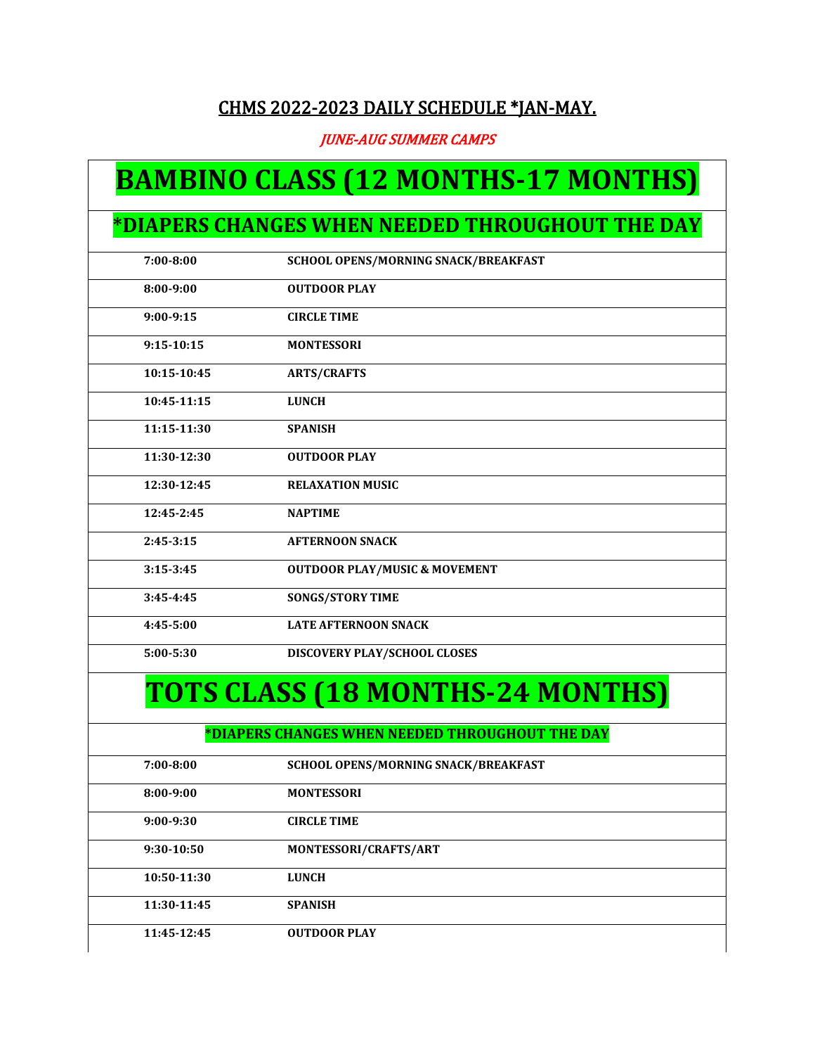## CHMS 2022-2023 DAILY SCHEDULE *JAN-MAY.

*JUNE-AUG SUMMER CAMPS*

# BAMBINO CLASS (12 MONTHS-17 MONTHS)

## *DIAPERS CHANGES WHEN NEEDED THROUGHOUT THE DAY

| | |
|---|---|
| **7:00-8:00** | **SCHOOL OPENS/MORNING SNACK/BREAKFAST** |
| **8:00-9:00** | **OUTDOOR PLAY** |
| **9:00-9:15** | **CIRCLE TIME** |
| **9:15-10:15** | **MONTESSORI** |
| **10:15-10:45** | **ARTS/CRAFTS** |
| **10:45-11:15** | **LUNCH** |
| **11:15-11:30** | **SPANISH** |
| **11:30-12:30** | **OUTDOOR PLAY** |
| **12:30-12:45** | **RELAXATION MUSIC** |
| **12:45-2:45** | **NAPTIME** |
| **2:45-3:15** | **AFTERNOON SNACK** |
| **3:15-3:45** | **OUTDOOR PLAY/MUSIC & MOVEMENT** |
| **3:45-4:45** | **SONGS/STORY TIME** |
| **4:45-5:00** | **LATE AFTERNOON SNACK** |
| **5:00-5:30** | **DISCOVERY PLAY/SCHOOL CLOSES** |

# TOTS CLASS (18 MONTHS-24 MONTHS)

**\*DIAPERS CHANGES WHEN NEEDED THROUGHOUT THE DAY**

| | |
|---|---|
| **7:00-8:00** | **SCHOOL OPENS/MORNING SNACK/BREAKFAST** |
| **8:00-9:00** | **MONTESSORI** |
| **9:00-9:30** | **CIRCLE TIME** |
| **9:30-10:50** | **MONTESSORI/CRAFTS/ART** |
| **10:50-11:30** | **LUNCH** |
| **11:30-11:45** | **SPANISH** |
| **11:45-12:45** | **OUTDOOR PLAY** |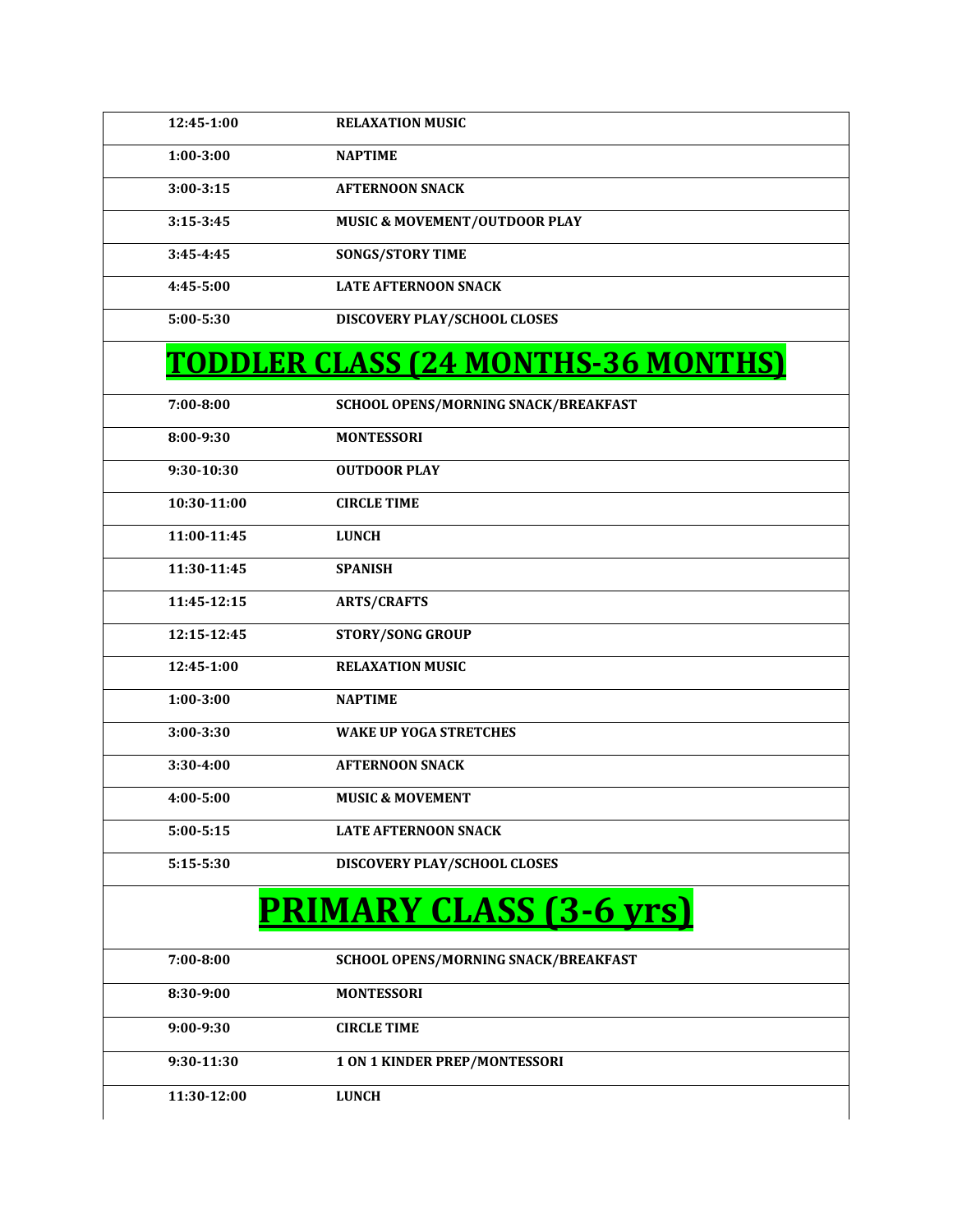| | |
|---|---|
| **12:45-1:00** | **RELAXATION MUSIC** |
| **1:00-3:00** | **NAPTIME** |
| **3:00-3:15** | **AFTERNOON SNACK** |
| **3:15-3:45** | **MUSIC & MOVEMENT/OUTDOOR PLAY** |
| **3:45-4:45** | **SONGS/STORY TIME** |
| **4:45-5:00** | **LATE AFTERNOON SNACK** |
| **5:00-5:30** | **DISCOVERY PLAY/SCHOOL CLOSES** |

# TODDLER CLASS (24 MONTHS-36 MONTHS)

| | |
|---|---|
| **7:00-8:00** | **SCHOOL OPENS/MORNING SNACK/BREAKFAST** |
| **8:00-9:30** | **MONTESSORI** |
| **9:30-10:30** | **OUTDOOR PLAY** |
| **10:30-11:00** | **CIRCLE TIME** |
| **11:00-11:45** | **LUNCH** |
| **11:30-11:45** | **SPANISH** |
| **11:45-12:15** | **ARTS/CRAFTS** |
| **12:15-12:45** | **STORY/SONG GROUP** |
| **12:45-1:00** | **RELAXATION MUSIC** |
| **1:00-3:00** | **NAPTIME** |
| **3:00-3:30** | **WAKE UP YOGA STRETCHES** |
| **3:30-4:00** | **AFTERNOON SNACK** |
| **4:00-5:00** | **MUSIC & MOVEMENT** |
| **5:00-5:15** | **LATE AFTERNOON SNACK** |
| **5:15-5:30** | **DISCOVERY PLAY/SCHOOL CLOSES** |

# PRIMARY CLASS (3-6 yrs)

| | |
|---|---|
| **7:00-8:00** | **SCHOOL OPENS/MORNING SNACK/BREAKFAST** |
| **8:30-9:00** | **MONTESSORI** |
| **9:00-9:30** | **CIRCLE TIME** |
| **9:30-11:30** | **1 ON 1 KINDER PREP/MONTESSORI** |
| **11:30-12:00** | **LUNCH** |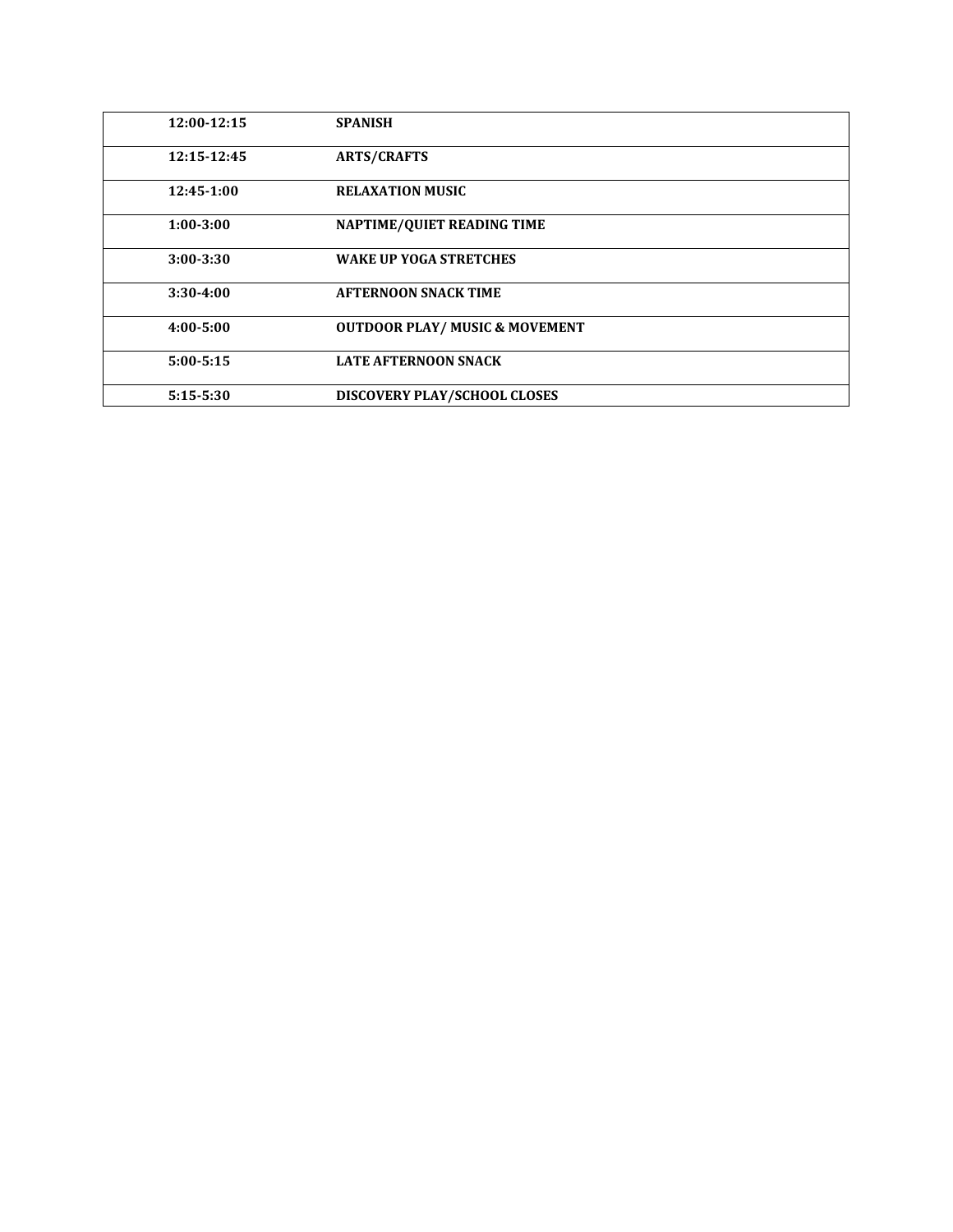| | |
|---|---|
| **12:00-12:15** | **SPANISH** |
| **12:15-12:45** | **ARTS/CRAFTS** |
| **12:45-1:00** | **RELAXATION MUSIC** |
| **1:00-3:00** | **NAPTIME/QUIET READING TIME** |
| **3:00-3:30** | **WAKE UP YOGA STRETCHES** |
| **3:30-4:00** | **AFTERNOON SNACK TIME** |
| **4:00-5:00** | **OUTDOOR PLAY/ MUSIC & MOVEMENT** |
| **5:00-5:15** | **LATE AFTERNOON SNACK** |
| **5:15-5:30** | **DISCOVERY PLAY/SCHOOL CLOSES** |